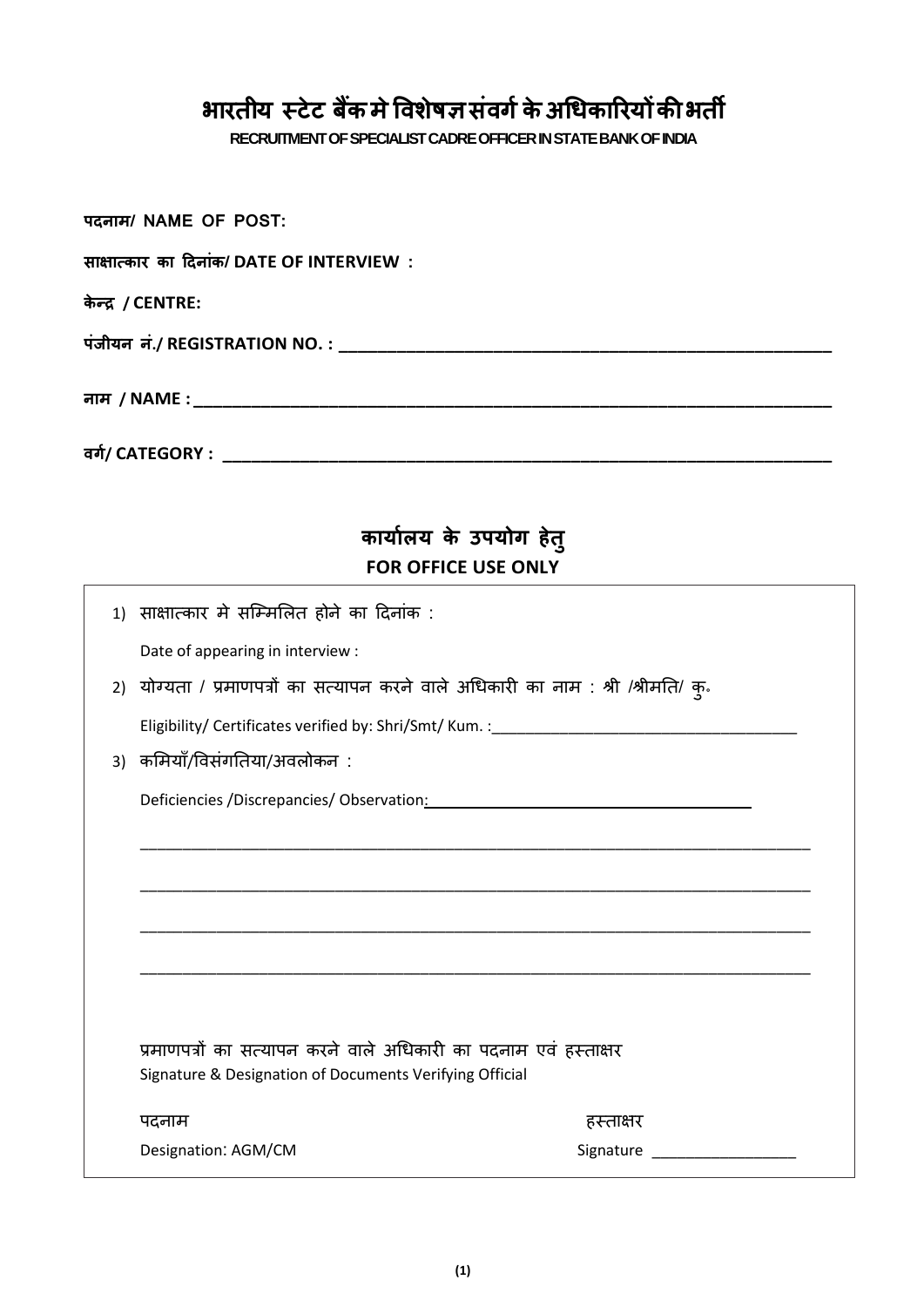# भारतीय स्टेट बैंक मे विशेषज्ञ संवर्ग के अधिकारियों की भर्ती

**RECRUITMENT OF SPECIALIST CADRE OFFICER IN STATE BANK OF INDIA**

**पदनाम/ NAME OF POST:**

**साक्षात्कार का दिनांक/ DATE OF INTERVIEW :**

**केन्द्र / CENTRE:**

**पंजीयन नं./ REGISTRATION NO. : ________________________________________________**

**नाम / NAME : ________________________________________________**

**वर्ग/ CATEGORY : ________________________________________________**

## कार्यालय के उपयोग हेतु
## FOR OFFICE USE ONLY

1) साक्षात्कार मे सम्मिलित होने का दिनांक :

   Date of appearing in interview :

2) योग्यता / प्रमाणपत्रों का सत्यापन करने वाले अधिकारी का नाम : श्री /श्रीमति/ कु॰

   Eligibility/ Certificates verified by: Shri/Smt/ Kum. :____________________________________

3) कमियाँ/विसंगतिया/अवलोकन :

   Deficiencies /Discrepancies/ Observation: ____________________________________

   ________________________________________________

   ________________________________________________

   ________________________________________________

   ________________________________________________

प्रमाणपत्रों का सत्यापन करने वाले अधिकारी का पदनाम एवं हस्ताक्षर
Signature & Designation of Documents Verifying Official

पदनाम — हस्ताक्षर

Designation: AGM/CM — Signature _________________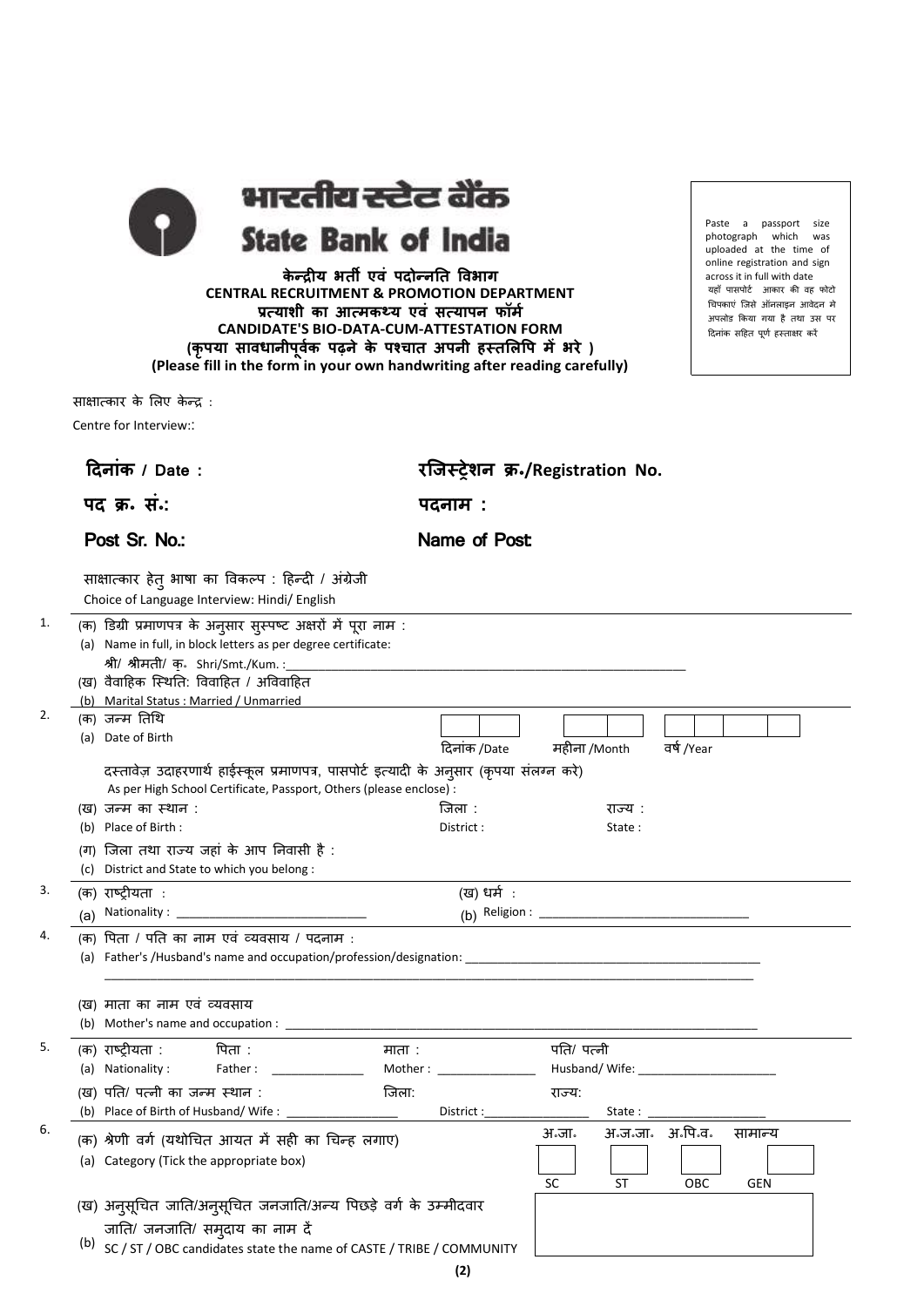# भारतीय स्टेट बैंक
# State Bank of India

**केन्द्रीय भर्ती एवं पदोन्नति विभाग**
**CENTRAL RECRUITMENT & PROMOTION DEPARTMENT**
**प्रत्याशी का आत्मकथ्य एवं सत्यापन फॉर्म**
**CANDIDATE'S BIO-DATA-CUM-ATTESTATION FORM**
**(कृपया सावधानीपूर्वक पढ़ने के पश्चात अपनी हस्तलिपि में भरे )**
**(Please fill in the form in your own handwriting after reading carefully)**

Paste a passport size photograph which was uploaded at the time of online registration and sign across it in full with date
यहाँ पासपोर्ट आकार की वह फोटो चिपकाएं जिसे ऑनलाइन आवेदन मे अपलोड किया गया है तथा उस पर दिनांक सहित पूर्ण हस्ताक्षर करें

साक्षात्कार के लिए केन्द्र :
Centre for Interview::

**दिनांक / Date :** **रजिस्ट्रेशन क्र./Registration No.**

**पद क्र. सं.:** **पदनाम :**

**Post Sr. No.:** **Name of Post:**

साक्षात्कार हेतु भाषा का विकल्प : हिन्दी / अंग्रेजी
Choice of Language Interview: Hindi/ English

1. (क) डिग्री प्रमाणपत्र के अनुसार सुस्पष्ट अक्षरों में पूरा नाम :
   (a) Name in full, in block letters as per degree certificate:
   श्री/ श्रीमती/ कु. Shri/Smt./Kum. :______________________________
   (ख) वैवाहिक स्थिति: विवाहित / अविवाहित
   (b) Marital Status : Married / Unmarried

2. (क) जन्म तिथि
   (a) Date of Birth — दिनांक /Date — महीना /Month — वर्ष /Year
   दस्तावेज़ उदाहरणार्थ हाईस्कूल प्रमाणपत्र, पासपोर्ट इत्यादी के अनुसार (कृपया संलग्न करे) :
   As per High School Certificate, Passport, Others (please enclose) :
   (ख) जन्म का स्थान : जिला : राज्य :
   (b) Place of Birth : District : State :
   (ग) जिला तथा राज्य जहां के आप निवासी है :
   (c) District and State to which you belong :

3. (क) राष्ट्रीयता : (ख) धर्म :
   (a) Nationality : ______________________ (b) Religion : ______________________

4. (क) पिता / पति का नाम एवं व्यवसाय / पदनाम :
   (a) Father's /Husband's name and occupation/profession/designation: ______________________
   ______________________________________________
   (ख) माता का नाम एवं व्यवसाय
   (b) Mother's name and occupation : ______________________

5. (क) राष्ट्रीयता : पिता : माता : पति/ पत्नी
   (a) Nationality : Father : ____________ Mother : ____________ Husband/ Wife: ____________
   (ख) पति/ पत्नी का जन्म स्थान : जिला: राज्य:
   (b) Place of Birth of Husband/ Wife : ____________ District :____________ State : ____________

6. (क) श्रेणी वर्ग (यथोचित आयत में सही का चिन्ह लगाए)
   (a) Category (Tick the appropriate box)

| अ.जा. | अ.ज.जा. | अ.पि.व. | सामान्य |
|---|---|---|---|
| | | | |
| SC | ST | OBC | GEN |

   (ख) अनुसूचित जाति/अनुसूचित जनजाति/अन्य पिछड़े वर्ग के उम्मीदवार जाति/ जनजाति/ समुदाय का नाम दें
   (b) SC / ST / OBC candidates state the name of CASTE / TRIBE / COMMUNITY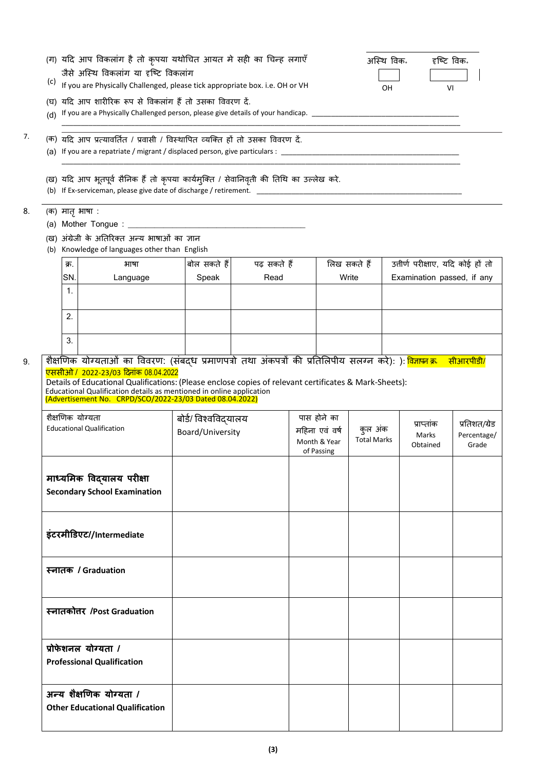(ग) यदि आप विकलांग है तो कृपया यथोचित आयत मे सही का चिन्ह लगाएँ जैसे अस्थि विकलांग या दृष्टि विकलांग

(c) If you are Physically Challenged, please tick appropriate box. i.e. OH or VH

| अस्थि विक॰ | दृष्टि विक॰ |
|---|---|
| | |
| OH | VI |

(घ) यदि आप शारीरिक रूप से विकलांग हैं तो उसका विवरण दें.

(d) If you are a Physically Challenged person, please give details of your handicap. ______________________________

7. (क) यदि आप प्रत्यावर्तित / प्रवासी / विस्थापित व्यक्ति हों तो उसका विवरण दें.

(a) If you are a repatriate / migrant / displaced person, give particulars : ______________________________

(ख) यदि आप भूतपूर्व सैनिक हैं तो कृपया कार्यमुक्ति / सेवानिवृती की तिथि का उल्लेख करे.

(b) If Ex-serviceman, please give date of discharge / retirement. ______________________________

8. (क) मातृ भाषा :

(a) Mother Tongue : ______________________________

(ख) अंग्रेजी के अतिरिक्त अन्य भाषाओं का ज्ञान

(b) Knowledge of languages other than English

| क्र. SN. | भाषा Language | बोल सकते हैं Speak | पढ़ सकते हैं Read | लिख सकते हैं Write | उत्तीर्ण परीक्षाए, यदि कोई हों तो Examination passed, if any |
|---|---|---|---|---|---|
| 1. | | | | | |
| 2. | | | | | |
| 3. | | | | | |

9. शैक्षणिक योग्यताओं का विवरण: (संबद्ध प्रमाणपत्रो तथा अंकपत्रों की प्रतिलिपीय सलग्न करे): ): विज्ञापन क्र. सीआरपीडी/एससीओ/ 2022-23/03 दिनांक 08.04.2022

Details of Educational Qualifications: (Please enclose copies of relevant certificates & Mark-Sheets):
Educational Qualification details as mentioned in online application
(Advertisement No. CRPD/SCO/2022-23/03 Dated 08.04.2022)

| शैक्षणिक योग्यता Educational Qualification | बोर्ड/ विश्वविद्यालय Board/University | पास होने का महिना एवं वर्ष Month & Year of Passing | कुल अंक Total Marks | प्राप्तांक Marks Obtained | प्रतिशत/ग्रेड Percentage/ Grade |
|---|---|---|---|---|---|
| **माध्यमिक विद्यालय परीक्षा Secondary School Examination** | | | | | |
| **इंटरमीडिएट//Intermediate** | | | | | |
| **स्नातक / Graduation** | | | | | |
| **स्नातकोत्तर /Post Graduation** | | | | | |
| **प्रोफेशनल योग्यता / Professional Qualification** | | | | | |
| **अन्य शैक्षणिक योग्यता / Other Educational Qualification** | | | | | |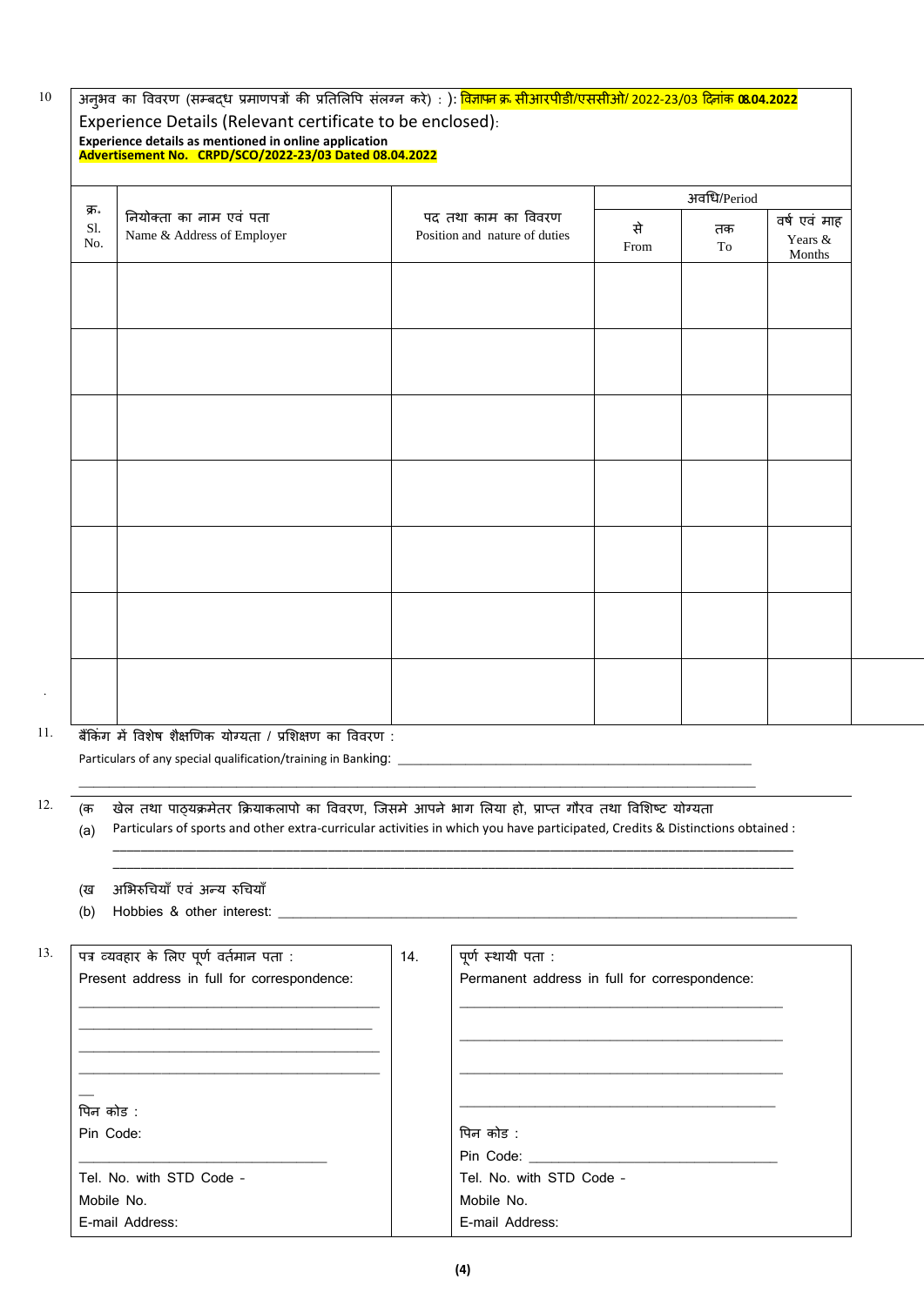10 अनुभव का विवरण (सम्बद्ध प्रमाणपत्रों की प्रतिलिपि संलग्न करे) : ): विज्ञापन क्र. सीआरपीडी/एससीओ/ 2022-23/03 दिनांक **08.04.2022**

Experience Details (Relevant certificate to be enclosed):

**Experience details as mentioned in online application**

**Advertisement No. CRPD/SCO/2022-23/03 Dated 08.04.2022**

| क्र. Sl. No. | नियोक्ता का नाम एवं पता Name & Address of Employer | पद तथा काम का विवरण Position and nature of duties | अवधि/Period | | |
|---|---|---|---|---|---|
| | | | से From | तक To | वर्ष एवं माह Years & Months |
| | | | | | |
| | | | | | |
| | | | | | |
| | | | | | |
| | | | | | |
| | | | | | |
| | | | | | |

11. बैंकिंग में विशेष शैक्षणिक योग्यता / प्रशिक्षण का विवरण :

Particulars of any special qualification/training in Banking: ____________________________________________

____________________________________________

12. (क खेल तथा पाठ्यक्रमेतर क्रियाकलापो का विवरण, जिसमे आपने भाग लिया हो, प्राप्त गौरव तथा विशिष्ट योग्यता

(a) Particulars of sports and other extra-curricular activities in which you have participated, Credits & Distinctions obtained :

____________________________________________

____________________________________________

(ख अभिरुचियाँ एवं अन्य रुचियाँ

(b) Hobbies & other interest: ____________________________________________

| 13. पत्र व्यवहार के लिए पूर्ण वर्तमान पता : Present address in full for correspondence: | 14. पूर्ण स्थायी पता : Permanent address in full for correspondence: |
|---|---|
| ____________________ | ____________________ |
| ____________________ | ____________________ |
| ____________________ | ____________________ |
| ____________________ | ____________________ |
| पिन कोड : Pin Code: ____________________ | पिन कोड : Pin Code: ____________________ |
| Tel. No. with STD Code - | Tel. No. with STD Code - |
| Mobile No. | Mobile No. |
| E-mail Address: | E-mail Address: |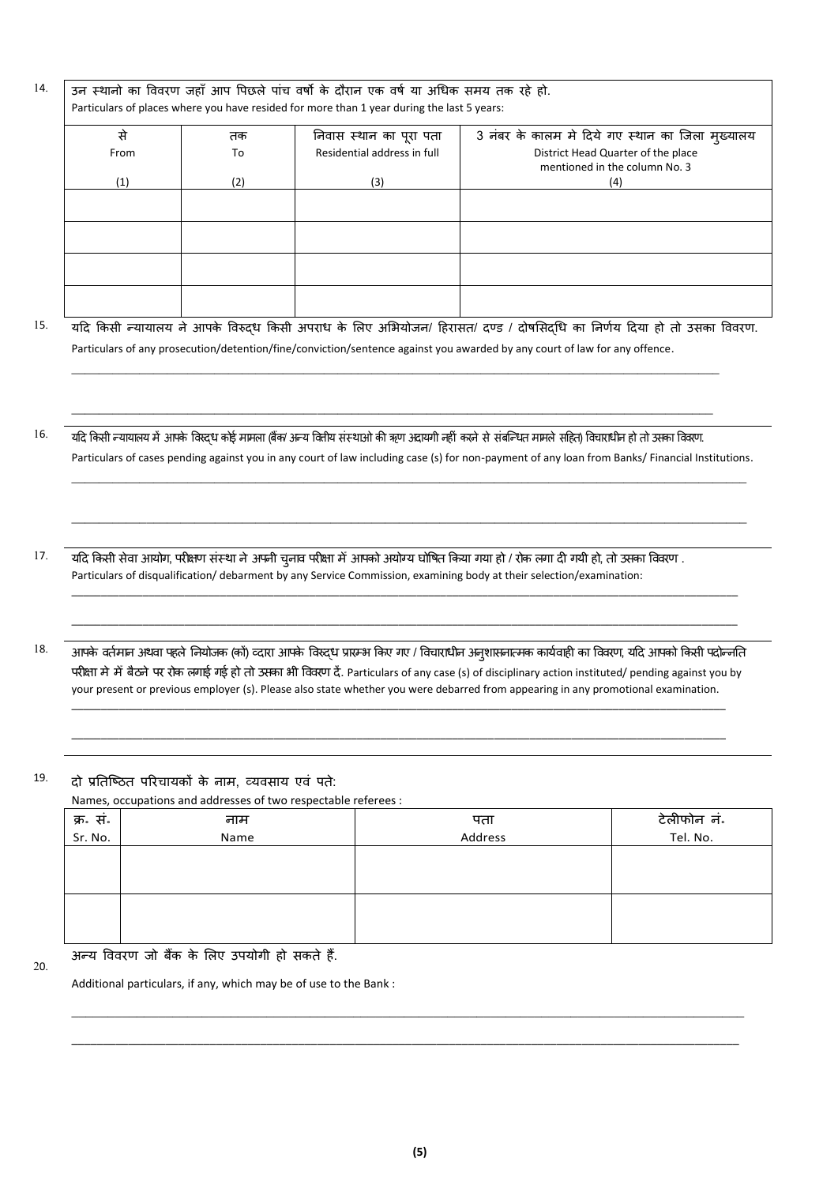14. उन स्थानो का विवरण जहाँ आप पिछले पांच वर्षो के दौरान एक वर्ष या अधिक समय तक रहे हो.
Particulars of places where you have resided for more than 1 year during the last 5 years:

| से<br>From<br>(1) | तक<br>To<br>(2) | निवास स्थान का पूरा पता<br>Residential address in full<br>(3) | 3 नंबर के कालम मे दिये गए स्थान का जिला मुख्यालय<br>District Head Quarter of the place mentioned in the column No. 3<br>(4) |
|---|---|---|---|
| | | | |
| | | | |
| | | | |
| | | | |

15. यदि किसी न्यायालय ने आपके विरुद्ध किसी अपराध के लिए अभियोजन/ हिरासत/ दण्ड / दोषसिद्धि का निर्णय दिया हो तो उसका विवरण.
Particulars of any prosecution/detention/fine/conviction/sentence against you awarded by any court of law for any offence.

_______________________________________________

_______________________________________________

16. यदि किसी न्यायालय में आपके विरुद्ध कोई मामला (बैंक/ अन्य वित्तीय संस्थाओ की ऋण अदायगी नहीं करने से संबन्धित मामले सहित) विचाराधीन हो तो उसका विवरण.
Particulars of cases pending against you in any court of law including case (s) for non-payment of any loan from Banks/ Financial Institutions.

_______________________________________________

_______________________________________________

17. यदि किसी सेवा आयोग, परीक्षण संस्था ने अपनी चुनाव परीक्षा में आपको अयोग्य घोषित किया गया हो / रोक लगा दी गयी हो, तो उसका विवरण .
Particulars of disqualification/ debarment by any Service Commission, examining body at their selection/examination:

_______________________________________________

_______________________________________________

18. आपके वर्तमान अथवा पहले नियोजक (कों) व्दारा आपके विरुद्ध प्रारम्भ किए गए / विचाराधीन अनुशासनात्मक कार्यवाही का विवरण, यदि आपको किसी पदोन्नति परीक्षा मे में बैठने पर रोक लगाई गई हो तो उसका भी विवरण दें. Particulars of any case (s) of disciplinary action instituted/ pending against you by your present or previous employer (s). Please also state whether you were debarred from appearing in any promotional examination.

_______________________________________________

_______________________________________________

19. दो प्रतिष्ठित परिचायकों के नाम, व्यवसाय एवं पते:
Names, occupations and addresses of two respectable referees :

| क्र॰ सं॰<br>Sr. No. | नाम<br>Name | पता<br>Address | टेलीफोन नं॰<br>Tel. No. |
|---|---|---|---|
| | | | |
| | | | |

20. अन्य विवरण जो बैंक के लिए उपयोगी हो सकते हैं.
Additional particulars, if any, which may be of use to the Bank :

_______________________________________________

_______________________________________________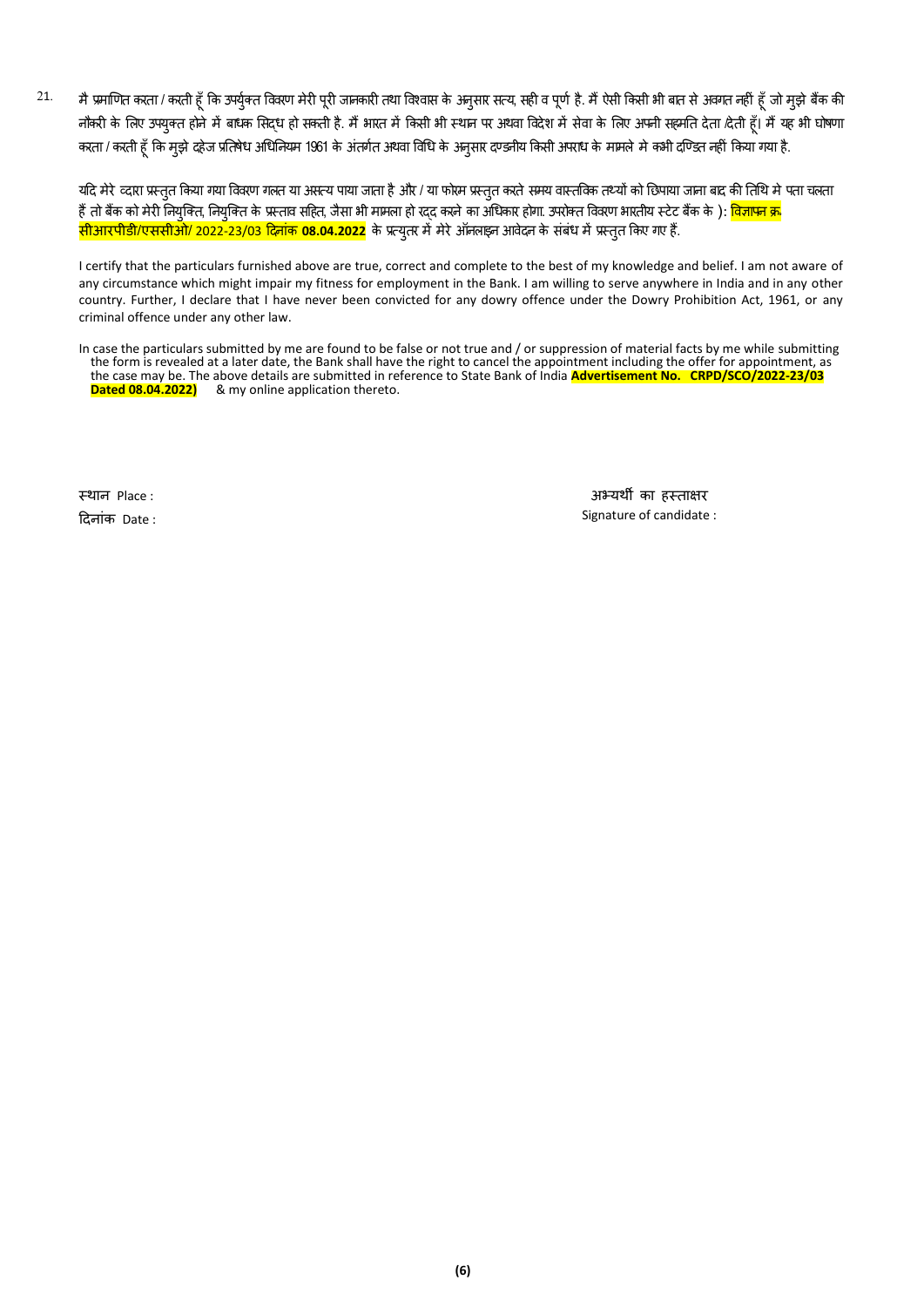21. मै प्रमाणित करता / करती हूँ कि उपर्युक्त विवरण मेरी पूरी जानकारी तथा विश्वास के अनुसार सत्य, सही व पूर्ण है. मैं ऐसी किसी भी बात से अवगत नहीं हूँ जो मुझे बैंक की नौकरी के लिए उपयुक्त होने में बाधक सिद्ध हो सकती है. मैं भारत में किसी भी स्थान पर अथवा विदेश में सेवा के लिए अपनी सहमति देता /देती हूँ। मैं यह भी घोषणा करता / करती हूँ कि मुझे दहेज प्रतिषेध अधिनियम 1961 के अंतर्गत अथवा विधि के अनुसार दण्डनीय किसी अपराध के मामले मे कभी दण्डित नहीं किया गया है.

यदि मेरे व्दारा प्रस्तुत किया गया विवरण गलत या असत्य पाया जाता है और / या फोरम प्रस्तुत करते समय वास्तविक तथ्यों को छिपाया जाना बाद की तिथि मे पता चलता हैं तो बैंक को मेरी नियुक्ति, नियुक्ति के प्रस्ताव सहित, जैसा भी मामला हो रद्द करने का अधिकार होगा. उपरोक्त विवरण भारतीय स्टेट बैंक के ): विज्ञापन क्र. सीआरपीडी/एससीओ/ 2022-23/03 दिनांक **08.04.2022** के प्रत्युत्तर में मेरे ऑनलाइन आवेदन के संबंध में प्रस्तुत किए गए हैं.

I certify that the particulars furnished above are true, correct and complete to the best of my knowledge and belief. I am not aware of any circumstance which might impair my fitness for employment in the Bank. I am willing to serve anywhere in India and in any other country. Further, I declare that I have never been convicted for any dowry offence under the Dowry Prohibition Act, 1961, or any criminal offence under any other law.

In case the particulars submitted by me are found to be false or not true and / or suppression of material facts by me while submitting the form is revealed at a later date, the Bank shall have the right to cancel the appointment including the offer for appointment, as the case may be. The above details are submitted in reference to State Bank of India **Advertisement No. CRPD/SCO/2022-23/03 Dated 08.04.2022)** & my online application thereto.

स्थान Place :

दिनांक Date :

अभ्यर्थी का हस्ताक्षर

Signature of candidate :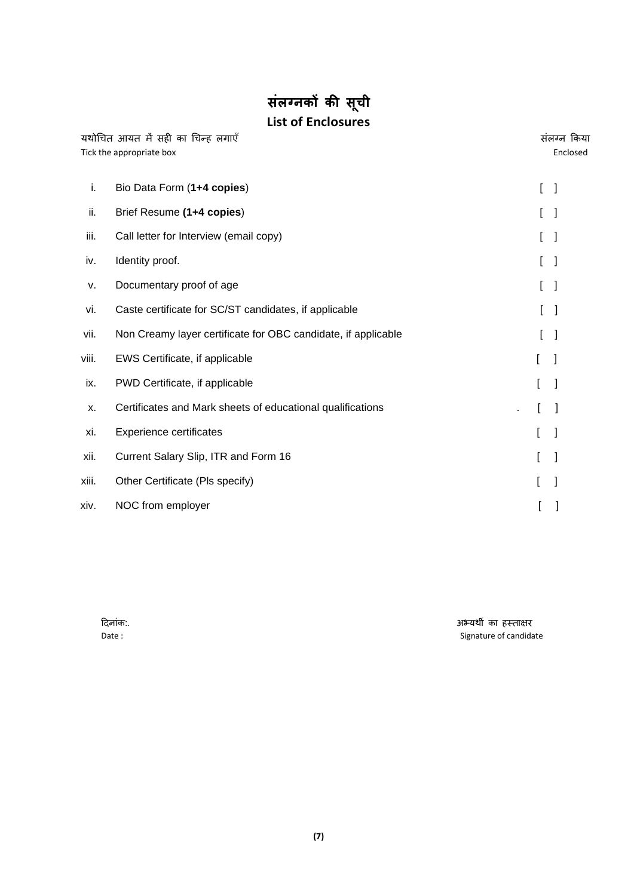# संलग्नकों की सूची
## List of Enclosures

| यथोचित आयत में सही का चिन्ह लगाएँ<br>Tick the appropriate box | | संलग्न किया<br>Enclosed |
|---|---|---|
| i. | Bio Data Form (**1+4 copies**) | [ ] |
| ii. | Brief Resume **(1+4 copies)** | [ ] |
| iii. | Call letter for Interview (email copy) | [ ] |
| iv. | Identity proof. | [ ] |
| v. | Documentary proof of age | [ ] |
| vi. | Caste certificate for SC/ST candidates, if applicable | [ ] |
| vii. | Non Creamy layer certificate for OBC candidate, if applicable | [ ] |
| viii. | EWS Certificate, if applicable | [ ] |
| ix. | PWD Certificate, if applicable | [ ] |
| x. | Certificates and Mark sheets of educational qualifications | . [ ] |
| xi. | Experience certificates | [ ] |
| xii. | Current Salary Slip, ITR and Form 16 | [ ] |
| xiii. | Other Certificate (Pls specify) | [ ] |
| xiv. | NOC from employer | [ ] |

दिनांक:.
Date :

अभ्यर्थी का हस्ताक्षर
Signature of candidate